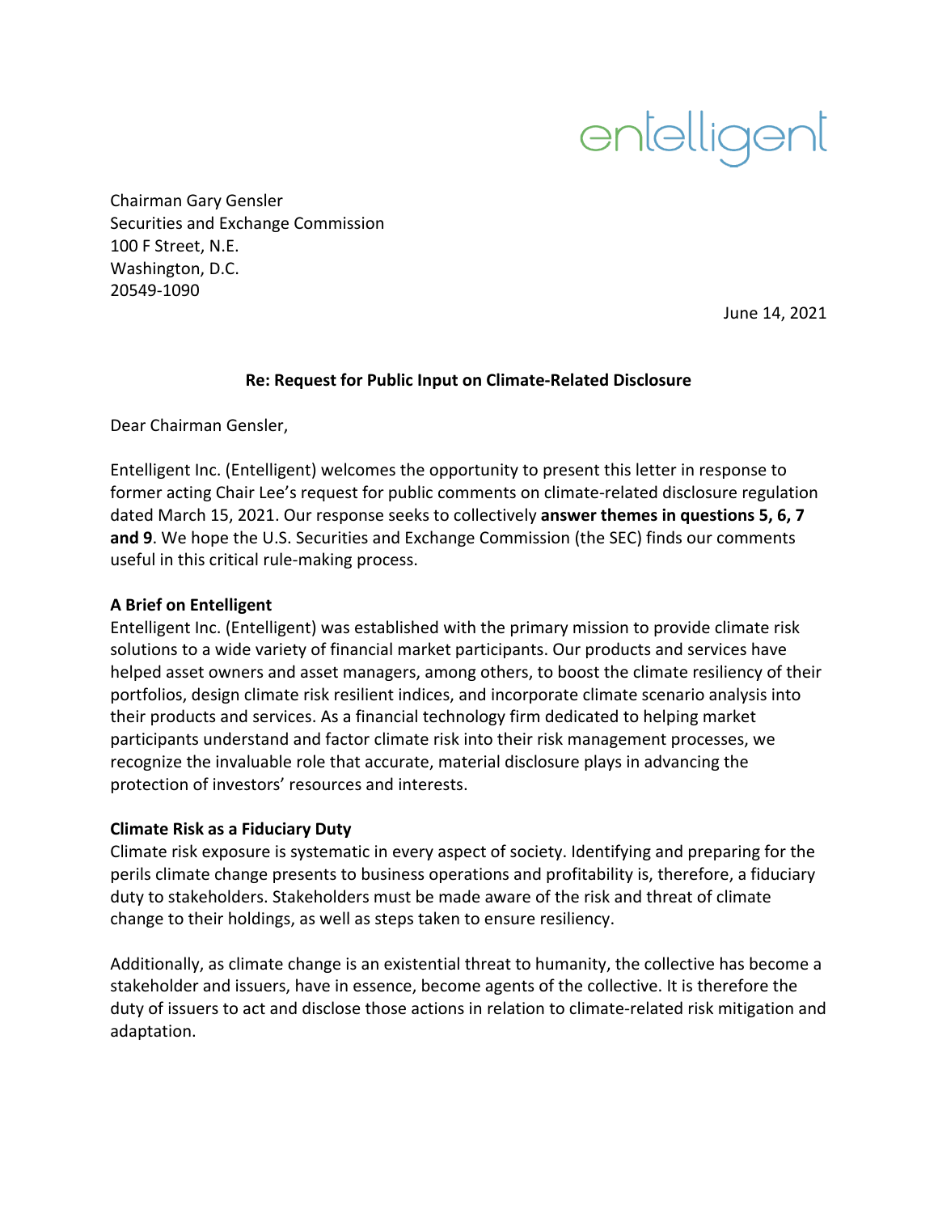entelligent

Chairman Gary Gensler
Securities and Exchange Commission
100 F Street, N.E.
Washington, D.C.
20549-1090

June 14, 2021

**Re: Request for Public Input on Climate-Related Disclosure**

Dear Chairman Gensler,

Entelligent Inc. (Entelligent) welcomes the opportunity to present this letter in response to former acting Chair Lee's request for public comments on climate-related disclosure regulation dated March 15, 2021. Our response seeks to collectively **answer themes in questions 5, 6, 7 and 9**. We hope the U.S. Securities and Exchange Commission (the SEC) finds our comments useful in this critical rule-making process.

**A Brief on Entelligent**

Entelligent Inc. (Entelligent) was established with the primary mission to provide climate risk solutions to a wide variety of financial market participants. Our products and services have helped asset owners and asset managers, among others, to boost the climate resiliency of their portfolios, design climate risk resilient indices, and incorporate climate scenario analysis into their products and services. As a financial technology firm dedicated to helping market participants understand and factor climate risk into their risk management processes, we recognize the invaluable role that accurate, material disclosure plays in advancing the protection of investors' resources and interests.

**Climate Risk as a Fiduciary Duty**

Climate risk exposure is systematic in every aspect of society. Identifying and preparing for the perils climate change presents to business operations and profitability is, therefore, a fiduciary duty to stakeholders. Stakeholders must be made aware of the risk and threat of climate change to their holdings, as well as steps taken to ensure resiliency.

Additionally, as climate change is an existential threat to humanity, the collective has become a stakeholder and issuers, have in essence, become agents of the collective. It is therefore the duty of issuers to act and disclose those actions in relation to climate-related risk mitigation and adaptation.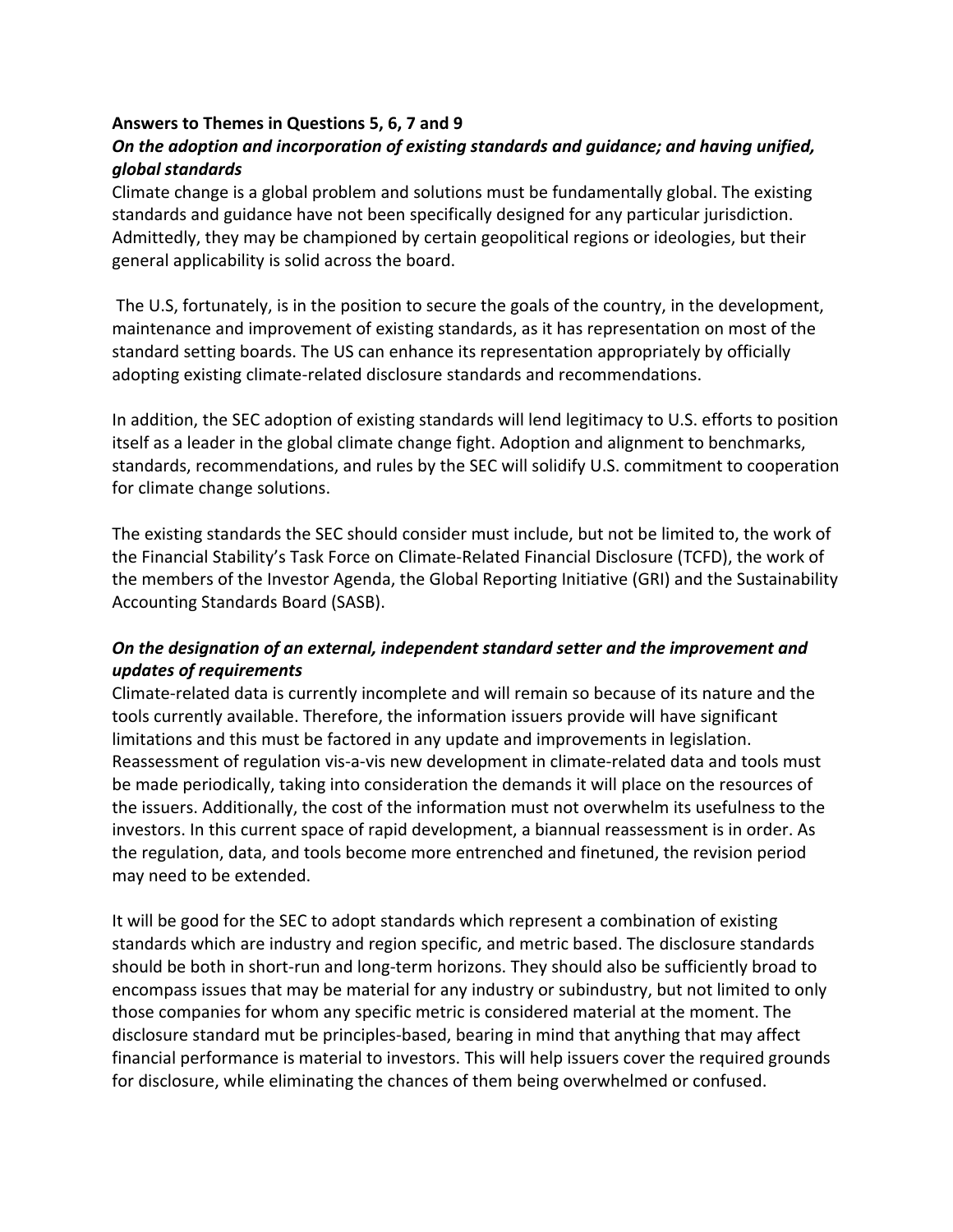**Answers to Themes in Questions 5, 6, 7 and 9**

***On the adoption and incorporation of existing standards and guidance; and having unified, global standards***

Climate change is a global problem and solutions must be fundamentally global. The existing standards and guidance have not been specifically designed for any particular jurisdiction. Admittedly, they may be championed by certain geopolitical regions or ideologies, but their general applicability is solid across the board.

The U.S, fortunately, is in the position to secure the goals of the country, in the development, maintenance and improvement of existing standards, as it has representation on most of the standard setting boards. The US can enhance its representation appropriately by officially adopting existing climate-related disclosure standards and recommendations.

In addition, the SEC adoption of existing standards will lend legitimacy to U.S. efforts to position itself as a leader in the global climate change fight. Adoption and alignment to benchmarks, standards, recommendations, and rules by the SEC will solidify U.S. commitment to cooperation for climate change solutions.

The existing standards the SEC should consider must include, but not be limited to, the work of the Financial Stability's Task Force on Climate-Related Financial Disclosure (TCFD), the work of the members of the Investor Agenda, the Global Reporting Initiative (GRI) and the Sustainability Accounting Standards Board (SASB).

***On the designation of an external, independent standard setter and the improvement and updates of requirements***

Climate-related data is currently incomplete and will remain so because of its nature and the tools currently available. Therefore, the information issuers provide will have significant limitations and this must be factored in any update and improvements in legislation. Reassessment of regulation vis-a-vis new development in climate-related data and tools must be made periodically, taking into consideration the demands it will place on the resources of the issuers. Additionally, the cost of the information must not overwhelm its usefulness to the investors. In this current space of rapid development, a biannual reassessment is in order. As the regulation, data, and tools become more entrenched and finetuned, the revision period may need to be extended.

It will be good for the SEC to adopt standards which represent a combination of existing standards which are industry and region specific, and metric based. The disclosure standards should be both in short-run and long-term horizons. They should also be sufficiently broad to encompass issues that may be material for any industry or subindustry, but not limited to only those companies for whom any specific metric is considered material at the moment. The disclosure standard mut be principles-based, bearing in mind that anything that may affect financial performance is material to investors. This will help issuers cover the required grounds for disclosure, while eliminating the chances of them being overwhelmed or confused.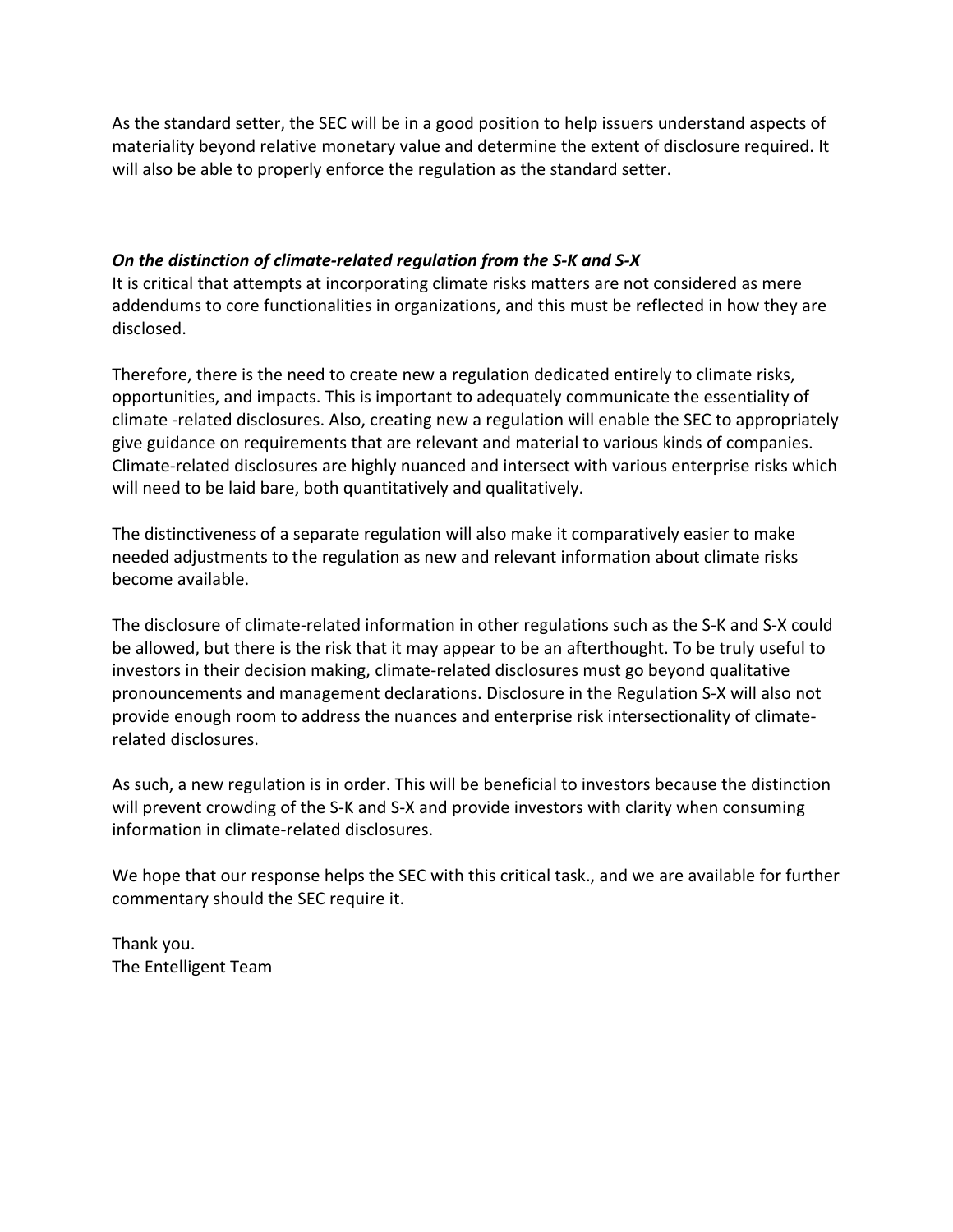As the standard setter, the SEC will be in a good position to help issuers understand aspects of materiality beyond relative monetary value and determine the extent of disclosure required. It will also be able to properly enforce the regulation as the standard setter.

***On the distinction of climate-related regulation from the S-K and S-X***

It is critical that attempts at incorporating climate risks matters are not considered as mere addendums to core functionalities in organizations, and this must be reflected in how they are disclosed.

Therefore, there is the need to create new a regulation dedicated entirely to climate risks, opportunities, and impacts. This is important to adequately communicate the essentiality of climate -related disclosures. Also, creating new a regulation will enable the SEC to appropriately give guidance on requirements that are relevant and material to various kinds of companies. Climate-related disclosures are highly nuanced and intersect with various enterprise risks which will need to be laid bare, both quantitatively and qualitatively.

The distinctiveness of a separate regulation will also make it comparatively easier to make needed adjustments to the regulation as new and relevant information about climate risks become available.

The disclosure of climate-related information in other regulations such as the S-K and S-X could be allowed, but there is the risk that it may appear to be an afterthought. To be truly useful to investors in their decision making, climate-related disclosures must go beyond qualitative pronouncements and management declarations. Disclosure in the Regulation S-X will also not provide enough room to address the nuances and enterprise risk intersectionality of climate-related disclosures.

As such, a new regulation is in order. This will be beneficial to investors because the distinction will prevent crowding of the S-K and S-X and provide investors with clarity when consuming information in climate-related disclosures.

We hope that our response helps the SEC with this critical task., and we are available for further commentary should the SEC require it.

Thank you.
The Entelligent Team